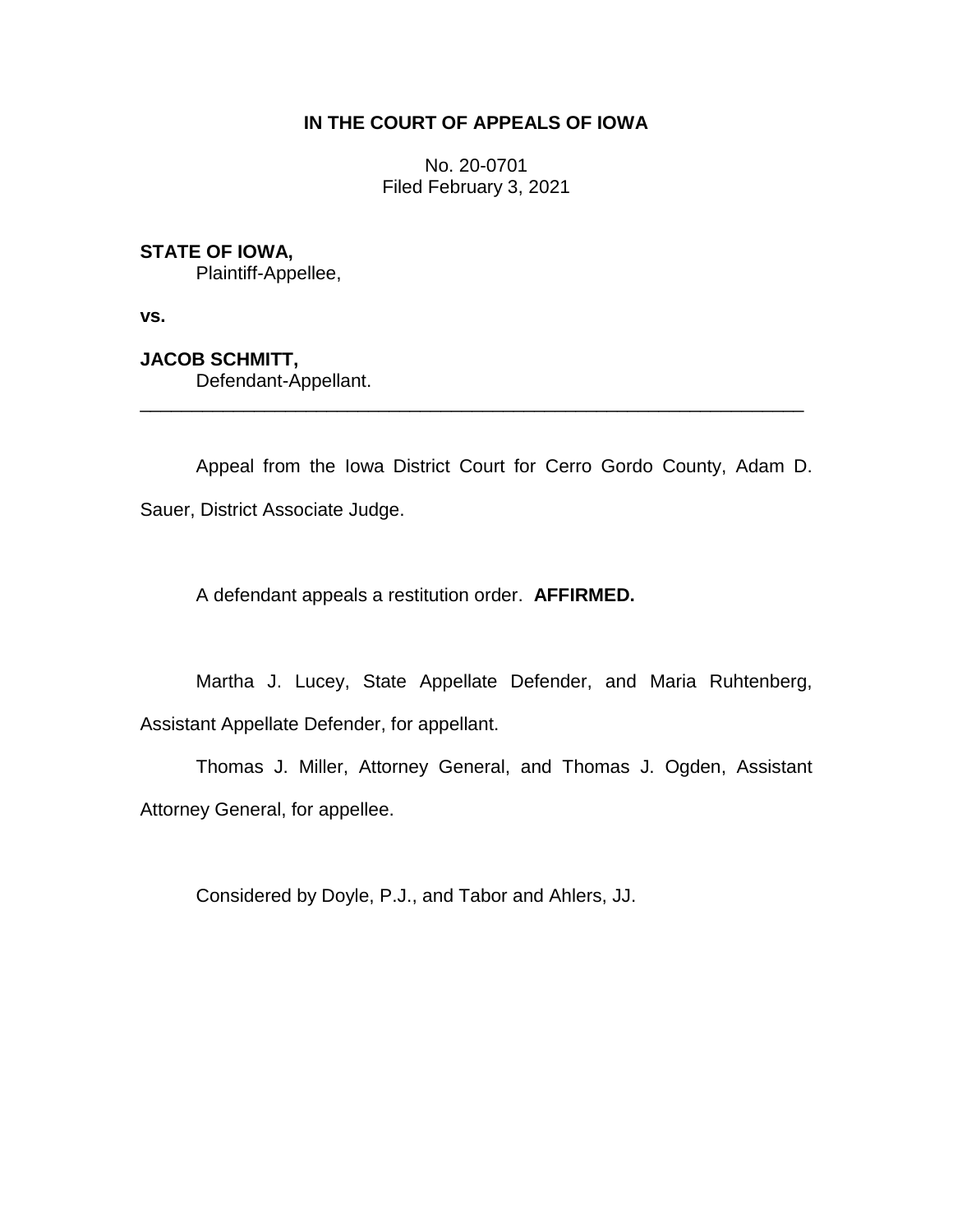**IN THE COURT OF APPEALS OF IOWA**

No. 20-0701
Filed February 3, 2021

**STATE OF IOWA,**
Plaintiff-Appellee,

**vs.**

**JACOB SCHMITT,**
Defendant-Appellant.

---

Appeal from the Iowa District Court for Cerro Gordo County, Adam D. Sauer, District Associate Judge.

A defendant appeals a restitution order. **AFFIRMED.**

Martha J. Lucey, State Appellate Defender, and Maria Ruhtenberg, Assistant Appellate Defender, for appellant.

Thomas J. Miller, Attorney General, and Thomas J. Ogden, Assistant Attorney General, for appellee.

Considered by Doyle, P.J., and Tabor and Ahlers, JJ.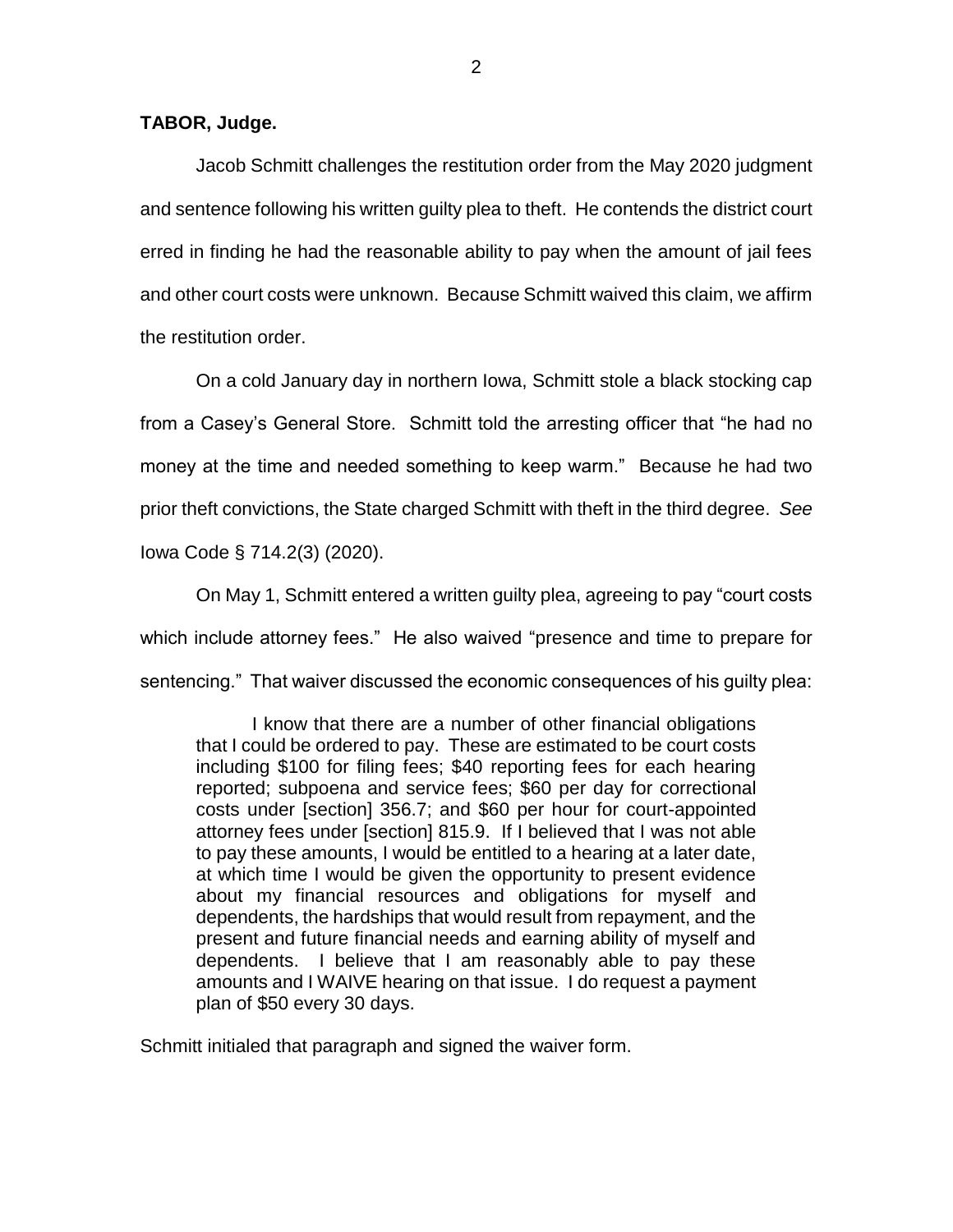**TABOR, Judge.**

Jacob Schmitt challenges the restitution order from the May 2020 judgment and sentence following his written guilty plea to theft. He contends the district court erred in finding he had the reasonable ability to pay when the amount of jail fees and other court costs were unknown. Because Schmitt waived this claim, we affirm the restitution order.

On a cold January day in northern Iowa, Schmitt stole a black stocking cap from a Casey's General Store. Schmitt told the arresting officer that "he had no money at the time and needed something to keep warm." Because he had two prior theft convictions, the State charged Schmitt with theft in the third degree. *See* Iowa Code § 714.2(3) (2020).

On May 1, Schmitt entered a written guilty plea, agreeing to pay "court costs which include attorney fees." He also waived "presence and time to prepare for sentencing." That waiver discussed the economic consequences of his guilty plea:

> I know that there are a number of other financial obligations that I could be ordered to pay. These are estimated to be court costs including $100 for filing fees; $40 reporting fees for each hearing reported; subpoena and service fees; $60 per day for correctional costs under [section] 356.7; and $60 per hour for court-appointed attorney fees under [section] 815.9. If I believed that I was not able to pay these amounts, I would be entitled to a hearing at a later date, at which time I would be given the opportunity to present evidence about my financial resources and obligations for myself and dependents, the hardships that would result from repayment, and the present and future financial needs and earning ability of myself and dependents. I believe that I am reasonably able to pay these amounts and I WAIVE hearing on that issue. I do request a payment plan of $50 every 30 days.

Schmitt initialed that paragraph and signed the waiver form.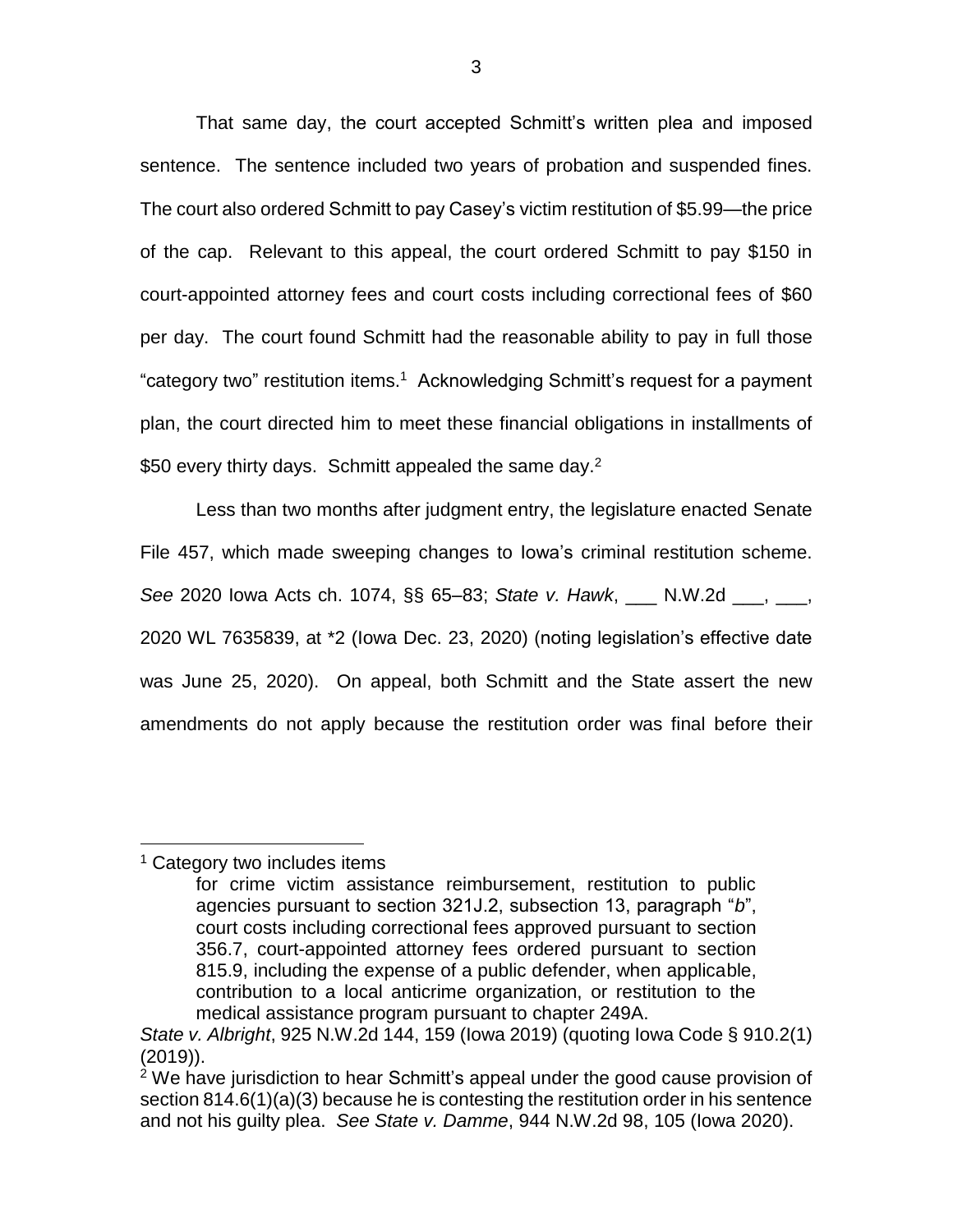That same day, the court accepted Schmitt's written plea and imposed sentence. The sentence included two years of probation and suspended fines. The court also ordered Schmitt to pay Casey's victim restitution of $5.99—the price of the cap. Relevant to this appeal, the court ordered Schmitt to pay $150 in court-appointed attorney fees and court costs including correctional fees of $60 per day. The court found Schmitt had the reasonable ability to pay in full those "category two" restitution items.[1] Acknowledging Schmitt's request for a payment plan, the court directed him to meet these financial obligations in installments of $50 every thirty days. Schmitt appealed the same day.[2]

Less than two months after judgment entry, the legislature enacted Senate File 457, which made sweeping changes to Iowa's criminal restitution scheme. *See* 2020 Iowa Acts ch. 1074, §§ 65–83; *State v. Hawk*, ___ N.W.2d ___, ___, 2020 WL 7635839, at *2 (Iowa Dec. 23, 2020) (noting legislation's effective date was June 25, 2020). On appeal, both Schmitt and the State assert the new amendments do not apply because the restitution order was final before their

---

[1] Category two includes items

> for crime victim assistance reimbursement, restitution to public agencies pursuant to section 321J.2, subsection 13, paragraph "*b*", court costs including correctional fees approved pursuant to section 356.7, court-appointed attorney fees ordered pursuant to section 815.9, including the expense of a public defender, when applicable, contribution to a local anticrime organization, or restitution to the medical assistance program pursuant to chapter 249A.

*State v. Albright*, 925 N.W.2d 144, 159 (Iowa 2019) (quoting Iowa Code § 910.2(1) (2019)).

[2] We have jurisdiction to hear Schmitt's appeal under the good cause provision of section 814.6(1)(a)(3) because he is contesting the restitution order in his sentence and not his guilty plea. *See State v. Damme*, 944 N.W.2d 98, 105 (Iowa 2020).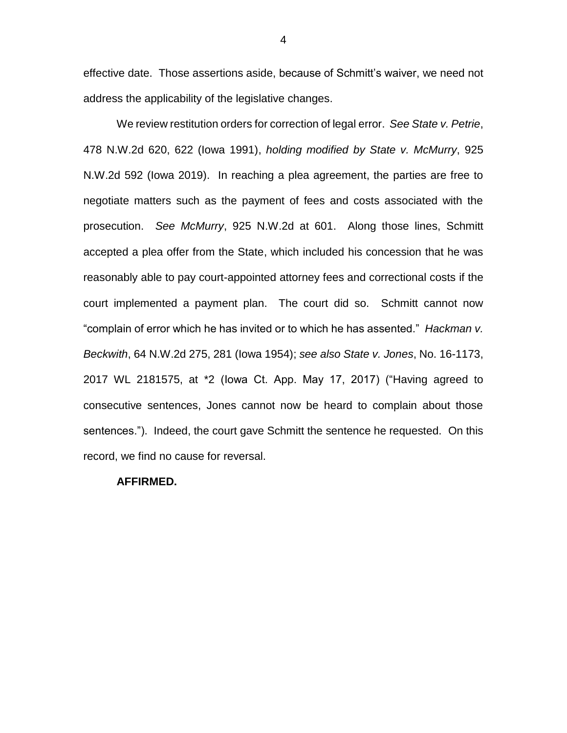effective date. Those assertions aside, because of Schmitt's waiver, we need not address the applicability of the legislative changes.

We review restitution orders for correction of legal error. *See State v. Petrie*, 478 N.W.2d 620, 622 (Iowa 1991), *holding modified by State v. McMurry*, 925 N.W.2d 592 (Iowa 2019). In reaching a plea agreement, the parties are free to negotiate matters such as the payment of fees and costs associated with the prosecution. *See McMurry*, 925 N.W.2d at 601. Along those lines, Schmitt accepted a plea offer from the State, which included his concession that he was reasonably able to pay court-appointed attorney fees and correctional costs if the court implemented a payment plan. The court did so. Schmitt cannot now "complain of error which he has invited or to which he has assented." *Hackman v. Beckwith*, 64 N.W.2d 275, 281 (Iowa 1954); *see also State v. Jones*, No. 16-1173, 2017 WL 2181575, at *2 (Iowa Ct. App. May 17, 2017) ("Having agreed to consecutive sentences, Jones cannot now be heard to complain about those sentences."). Indeed, the court gave Schmitt the sentence he requested. On this record, we find no cause for reversal.

**AFFIRMED.**